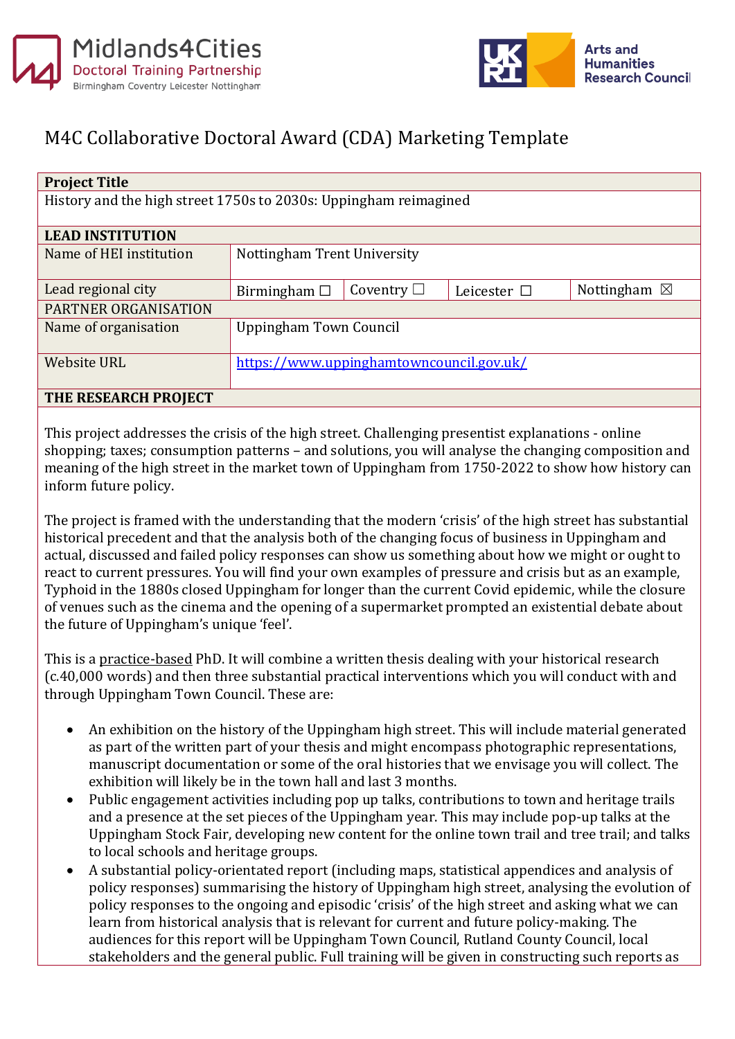Midlands4Cities Doctoral Training Partnership
Birmingham Coventry Leicester Nottingham

Arts and Humanities Research Council

# M4C Collaborative Doctoral Award (CDA) Marketing Template

| **Project Title** | | | | |
|---|---|---|---|---|
| History and the high street 1750s to 2030s: Uppingham reimagined | | | | |
| **LEAD INSTITUTION** | | | | |
| Name of HEI institution | Nottingham Trent University | | | |
| Lead regional city | Birmingham ☐ | Coventry ☐ | Leicester ☐ | Nottingham ☒ |
| PARTNER ORGANISATION | | | | |
| Name of organisation | Uppingham Town Council | | | |
| Website URL | https://www.uppinghamtowncouncil.gov.uk/ | | | |
| **THE RESEARCH PROJECT** | | | | |

This project addresses the crisis of the high street. Challenging presentist explanations - online shopping; taxes; consumption patterns – and solutions, you will analyse the changing composition and meaning of the high street in the market town of Uppingham from 1750-2022 to show how history can inform future policy.

The project is framed with the understanding that the modern 'crisis' of the high street has substantial historical precedent and that the analysis both of the changing focus of business in Uppingham and actual, discussed and failed policy responses can show us something about how we might or ought to react to current pressures. You will find your own examples of pressure and crisis but as an example, Typhoid in the 1880s closed Uppingham for longer than the current Covid epidemic, while the closure of venues such as the cinema and the opening of a supermarket prompted an existential debate about the future of Uppingham's unique 'feel'.

This is a practice-based PhD. It will combine a written thesis dealing with your historical research (c.40,000 words) and then three substantial practical interventions which you will conduct with and through Uppingham Town Council. These are:

- An exhibition on the history of the Uppingham high street. This will include material generated as part of the written part of your thesis and might encompass photographic representations, manuscript documentation or some of the oral histories that we envisage you will collect. The exhibition will likely be in the town hall and last 3 months.
- Public engagement activities including pop up talks, contributions to town and heritage trails and a presence at the set pieces of the Uppingham year. This may include pop-up talks at the Uppingham Stock Fair, developing new content for the online town trail and tree trail; and talks to local schools and heritage groups.
- A substantial policy-orientated report (including maps, statistical appendices and analysis of policy responses) summarising the history of Uppingham high street, analysing the evolution of policy responses to the ongoing and episodic 'crisis' of the high street and asking what we can learn from historical analysis that is relevant for current and future policy-making. The audiences for this report will be Uppingham Town Council, Rutland County Council, local stakeholders and the general public. Full training will be given in constructing such reports as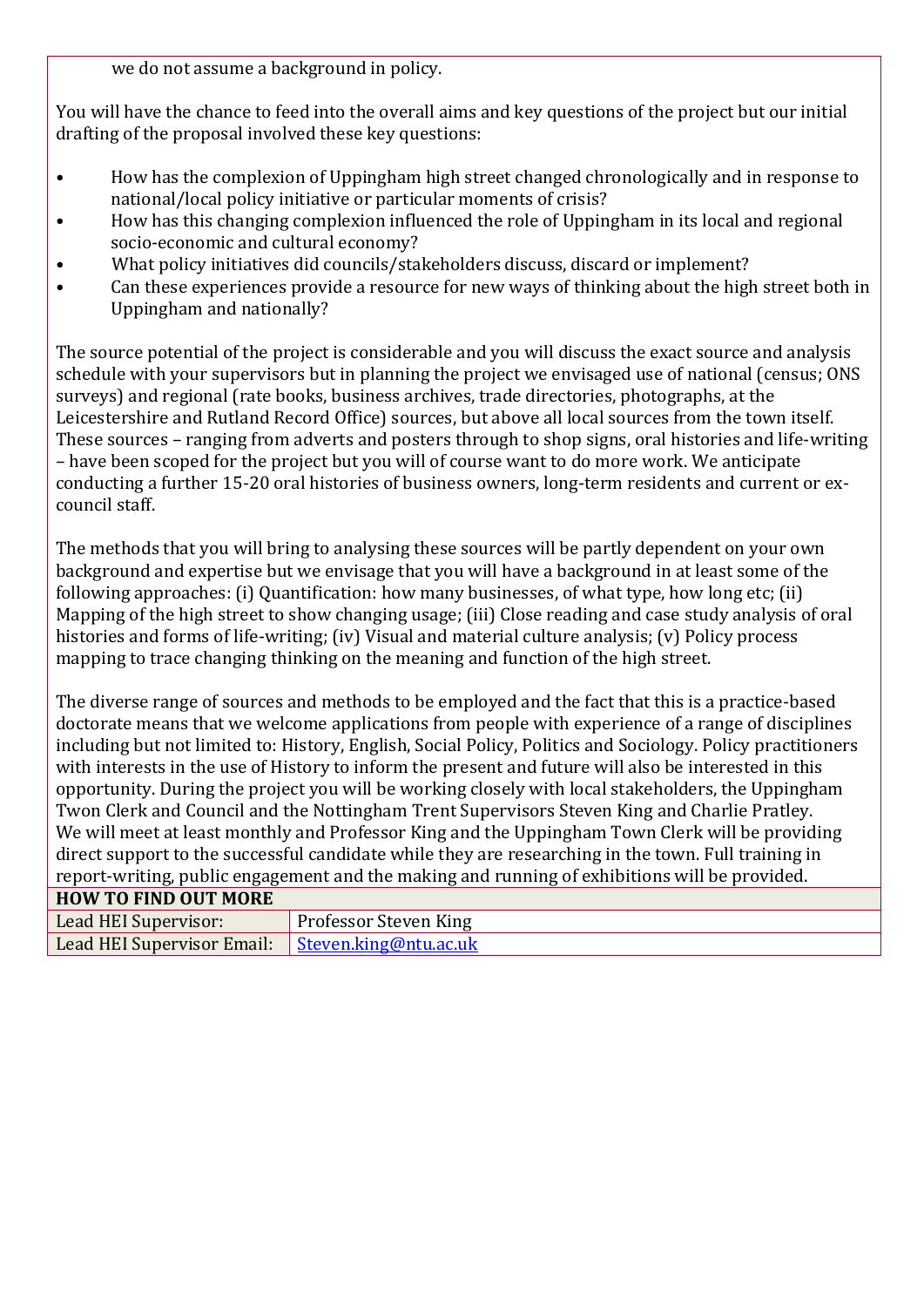we do not assume a background in policy.

You will have the chance to feed into the overall aims and key questions of the project but our initial drafting of the proposal involved these key questions:

- How has the complexion of Uppingham high street changed chronologically and in response to national/local policy initiative or particular moments of crisis?
- How has this changing complexion influenced the role of Uppingham in its local and regional socio-economic and cultural economy?
- What policy initiatives did councils/stakeholders discuss, discard or implement?
- Can these experiences provide a resource for new ways of thinking about the high street both in Uppingham and nationally?

The source potential of the project is considerable and you will discuss the exact source and analysis schedule with your supervisors but in planning the project we envisaged use of national (census; ONS surveys) and regional (rate books, business archives, trade directories, photographs, at the Leicestershire and Rutland Record Office) sources, but above all local sources from the town itself. These sources – ranging from adverts and posters through to shop signs, oral histories and life-writing – have been scoped for the project but you will of course want to do more work. We anticipate conducting a further 15-20 oral histories of business owners, long-term residents and current or ex-council staff.

The methods that you will bring to analysing these sources will be partly dependent on your own background and expertise but we envisage that you will have a background in at least some of the following approaches: (i) Quantification: how many businesses, of what type, how long etc; (ii) Mapping of the high street to show changing usage; (iii) Close reading and case study analysis of oral histories and forms of life-writing; (iv) Visual and material culture analysis; (v) Policy process mapping to trace changing thinking on the meaning and function of the high street.

The diverse range of sources and methods to be employed and the fact that this is a practice-based doctorate means that we welcome applications from people with experience of a range of disciplines including but not limited to: History, English, Social Policy, Politics and Sociology. Policy practitioners with interests in the use of History to inform the present and future will also be interested in this opportunity. During the project you will be working closely with local stakeholders, the Uppingham Twon Clerk and Council and the Nottingham Trent Supervisors Steven King and Charlie Pratley. We will meet at least monthly and Professor King and the Uppingham Town Clerk will be providing direct support to the successful candidate while they are researching in the town. Full training in report-writing, public engagement and the making and running of exhibitions will be provided.

| **HOW TO FIND OUT MORE** | |
| --- | --- |
| Lead HEI Supervisor: | Professor Steven King |
| Lead HEI Supervisor Email: | Steven.king@ntu.ac.uk |